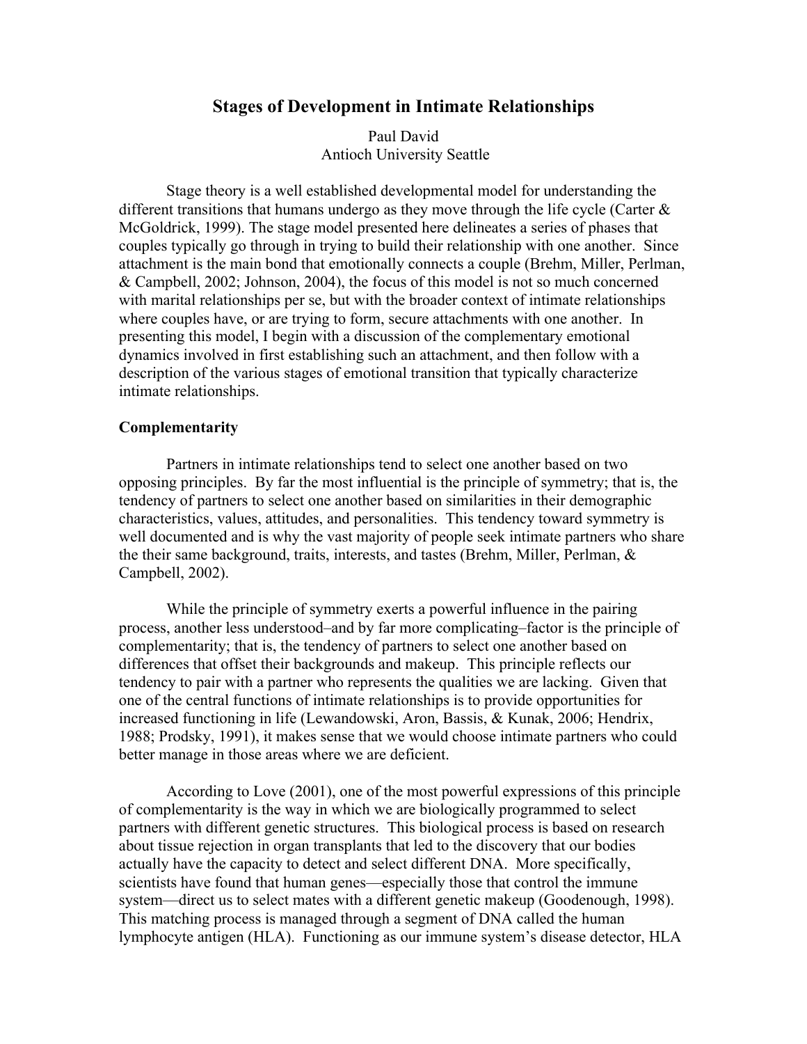# Stages of Development in Intimate Relationships

Paul David
Antioch University Seattle

Stage theory is a well established developmental model for understanding the different transitions that humans undergo as they move through the life cycle (Carter & McGoldrick, 1999). The stage model presented here delineates a series of phases that couples typically go through in trying to build their relationship with one another. Since attachment is the main bond that emotionally connects a couple (Brehm, Miller, Perlman, & Campbell, 2002; Johnson, 2004), the focus of this model is not so much concerned with marital relationships per se, but with the broader context of intimate relationships where couples have, or are trying to form, secure attachments with one another. In presenting this model, I begin with a discussion of the complementary emotional dynamics involved in first establishing such an attachment, and then follow with a description of the various stages of emotional transition that typically characterize intimate relationships.

**Complementarity**

Partners in intimate relationships tend to select one another based on two opposing principles. By far the most influential is the principle of symmetry; that is, the tendency of partners to select one another based on similarities in their demographic characteristics, values, attitudes, and personalities. This tendency toward symmetry is well documented and is why the vast majority of people seek intimate partners who share the their same background, traits, interests, and tastes (Brehm, Miller, Perlman, & Campbell, 2002).

While the principle of symmetry exerts a powerful influence in the pairing process, another less understood–and by far more complicating–factor is the principle of complementarity; that is, the tendency of partners to select one another based on differences that offset their backgrounds and makeup. This principle reflects our tendency to pair with a partner who represents the qualities we are lacking. Given that one of the central functions of intimate relationships is to provide opportunities for increased functioning in life (Lewandowski, Aron, Bassis, & Kunak, 2006; Hendrix, 1988; Prodsky, 1991), it makes sense that we would choose intimate partners who could better manage in those areas where we are deficient.

According to Love (2001), one of the most powerful expressions of this principle of complementarity is the way in which we are biologically programmed to select partners with different genetic structures. This biological process is based on research about tissue rejection in organ transplants that led to the discovery that our bodies actually have the capacity to detect and select different DNA. More specifically, scientists have found that human genes—especially those that control the immune system—direct us to select mates with a different genetic makeup (Goodenough, 1998). This matching process is managed through a segment of DNA called the human lymphocyte antigen (HLA). Functioning as our immune system's disease detector, HLA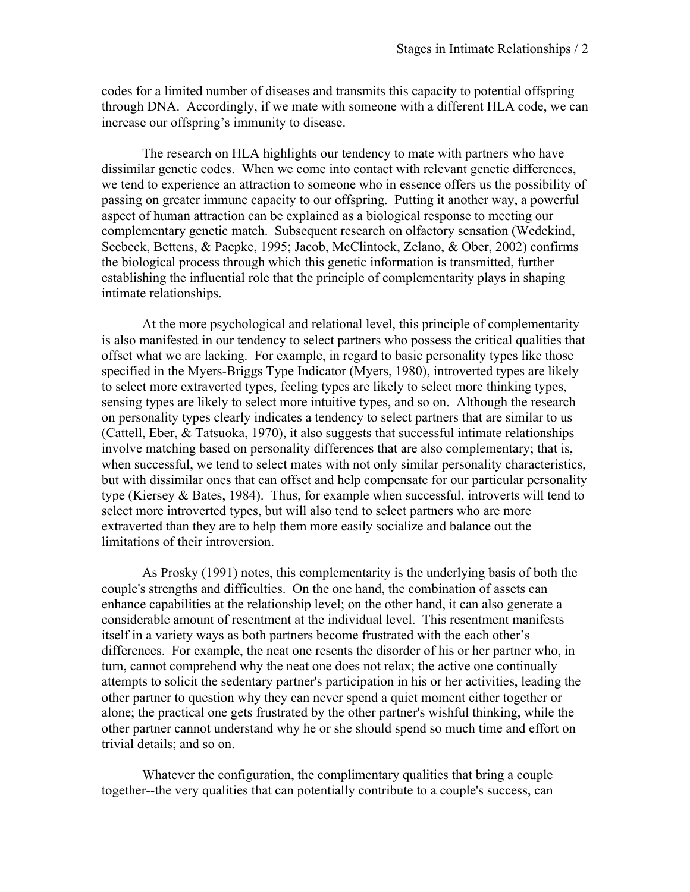codes for a limited number of diseases and transmits this capacity to potential offspring through DNA. Accordingly, if we mate with someone with a different HLA code, we can increase our offspring's immunity to disease.

The research on HLA highlights our tendency to mate with partners who have dissimilar genetic codes. When we come into contact with relevant genetic differences, we tend to experience an attraction to someone who in essence offers us the possibility of passing on greater immune capacity to our offspring. Putting it another way, a powerful aspect of human attraction can be explained as a biological response to meeting our complementary genetic match. Subsequent research on olfactory sensation (Wedekind, Seebeck, Bettens, & Paepke, 1995; Jacob, McClintock, Zelano, & Ober, 2002) confirms the biological process through which this genetic information is transmitted, further establishing the influential role that the principle of complementarity plays in shaping intimate relationships.

At the more psychological and relational level, this principle of complementarity is also manifested in our tendency to select partners who possess the critical qualities that offset what we are lacking. For example, in regard to basic personality types like those specified in the Myers-Briggs Type Indicator (Myers, 1980), introverted types are likely to select more extraverted types, feeling types are likely to select more thinking types, sensing types are likely to select more intuitive types, and so on. Although the research on personality types clearly indicates a tendency to select partners that are similar to us (Cattell, Eber, & Tatsuoka, 1970), it also suggests that successful intimate relationships involve matching based on personality differences that are also complementary; that is, when successful, we tend to select mates with not only similar personality characteristics, but with dissimilar ones that can offset and help compensate for our particular personality type (Kiersey & Bates, 1984). Thus, for example when successful, introverts will tend to select more introverted types, but will also tend to select partners who are more extraverted than they are to help them more easily socialize and balance out the limitations of their introversion.

As Prosky (1991) notes, this complementarity is the underlying basis of both the couple's strengths and difficulties. On the one hand, the combination of assets can enhance capabilities at the relationship level; on the other hand, it can also generate a considerable amount of resentment at the individual level. This resentment manifests itself in a variety ways as both partners become frustrated with the each other's differences. For example, the neat one resents the disorder of his or her partner who, in turn, cannot comprehend why the neat one does not relax; the active one continually attempts to solicit the sedentary partner's participation in his or her activities, leading the other partner to question why they can never spend a quiet moment either together or alone; the practical one gets frustrated by the other partner's wishful thinking, while the other partner cannot understand why he or she should spend so much time and effort on trivial details; and so on.

Whatever the configuration, the complimentary qualities that bring a couple together--the very qualities that can potentially contribute to a couple's success, can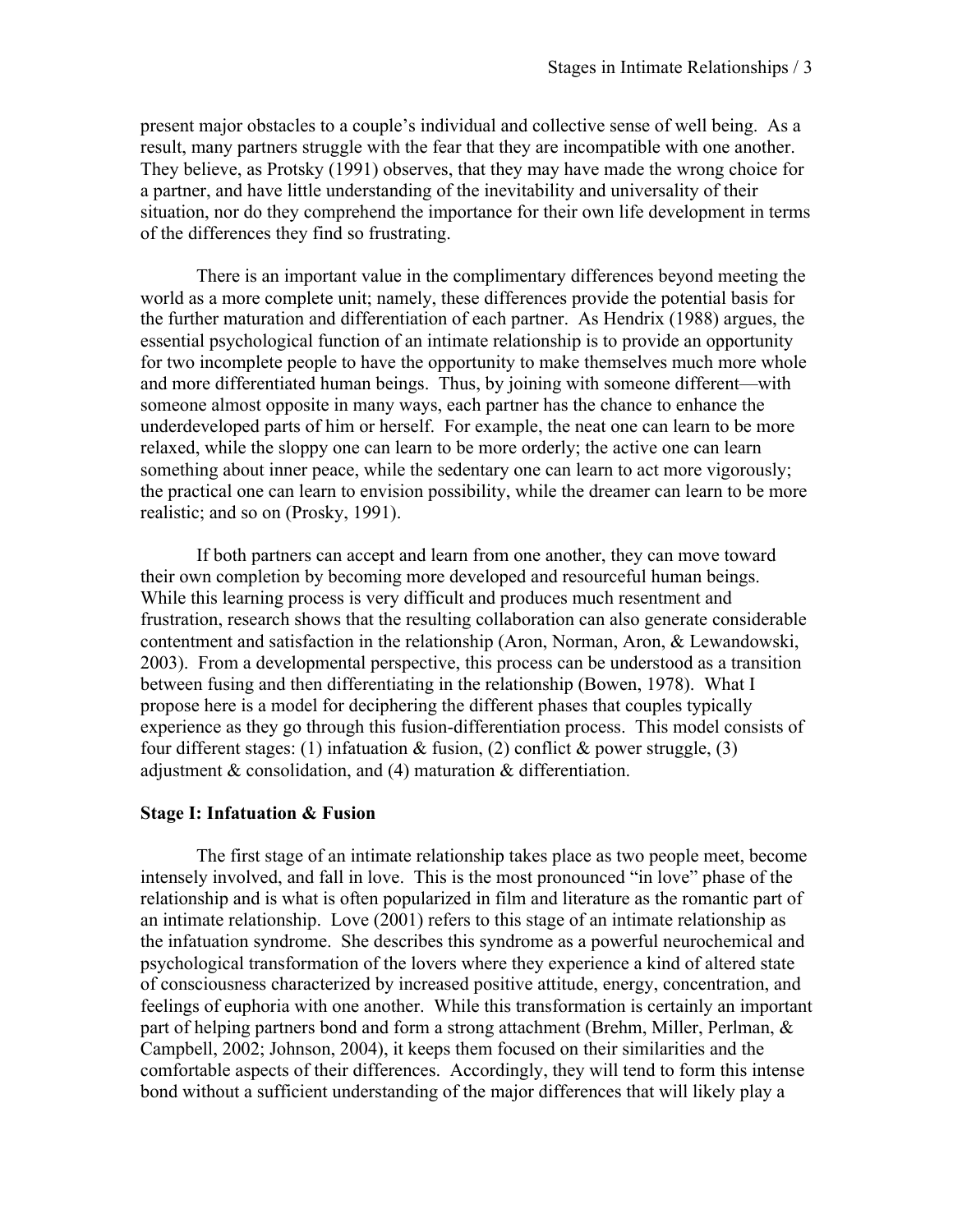present major obstacles to a couple's individual and collective sense of well being. As a result, many partners struggle with the fear that they are incompatible with one another. They believe, as Protsky (1991) observes, that they may have made the wrong choice for a partner, and have little understanding of the inevitability and universality of their situation, nor do they comprehend the importance for their own life development in terms of the differences they find so frustrating.

There is an important value in the complimentary differences beyond meeting the world as a more complete unit; namely, these differences provide the potential basis for the further maturation and differentiation of each partner. As Hendrix (1988) argues, the essential psychological function of an intimate relationship is to provide an opportunity for two incomplete people to have the opportunity to make themselves much more whole and more differentiated human beings. Thus, by joining with someone different—with someone almost opposite in many ways, each partner has the chance to enhance the underdeveloped parts of him or herself. For example, the neat one can learn to be more relaxed, while the sloppy one can learn to be more orderly; the active one can learn something about inner peace, while the sedentary one can learn to act more vigorously; the practical one can learn to envision possibility, while the dreamer can learn to be more realistic; and so on (Prosky, 1991).

If both partners can accept and learn from one another, they can move toward their own completion by becoming more developed and resourceful human beings. While this learning process is very difficult and produces much resentment and frustration, research shows that the resulting collaboration can also generate considerable contentment and satisfaction in the relationship (Aron, Norman, Aron, & Lewandowski, 2003). From a developmental perspective, this process can be understood as a transition between fusing and then differentiating in the relationship (Bowen, 1978). What I propose here is a model for deciphering the different phases that couples typically experience as they go through this fusion-differentiation process. This model consists of four different stages: (1) infatuation & fusion, (2) conflict & power struggle, (3) adjustment & consolidation, and (4) maturation & differentiation.

**Stage I: Infatuation & Fusion**

The first stage of an intimate relationship takes place as two people meet, become intensely involved, and fall in love. This is the most pronounced "in love" phase of the relationship and is what is often popularized in film and literature as the romantic part of an intimate relationship. Love (2001) refers to this stage of an intimate relationship as the infatuation syndrome. She describes this syndrome as a powerful neurochemical and psychological transformation of the lovers where they experience a kind of altered state of consciousness characterized by increased positive attitude, energy, concentration, and feelings of euphoria with one another. While this transformation is certainly an important part of helping partners bond and form a strong attachment (Brehm, Miller, Perlman, & Campbell, 2002; Johnson, 2004), it keeps them focused on their similarities and the comfortable aspects of their differences. Accordingly, they will tend to form this intense bond without a sufficient understanding of the major differences that will likely play a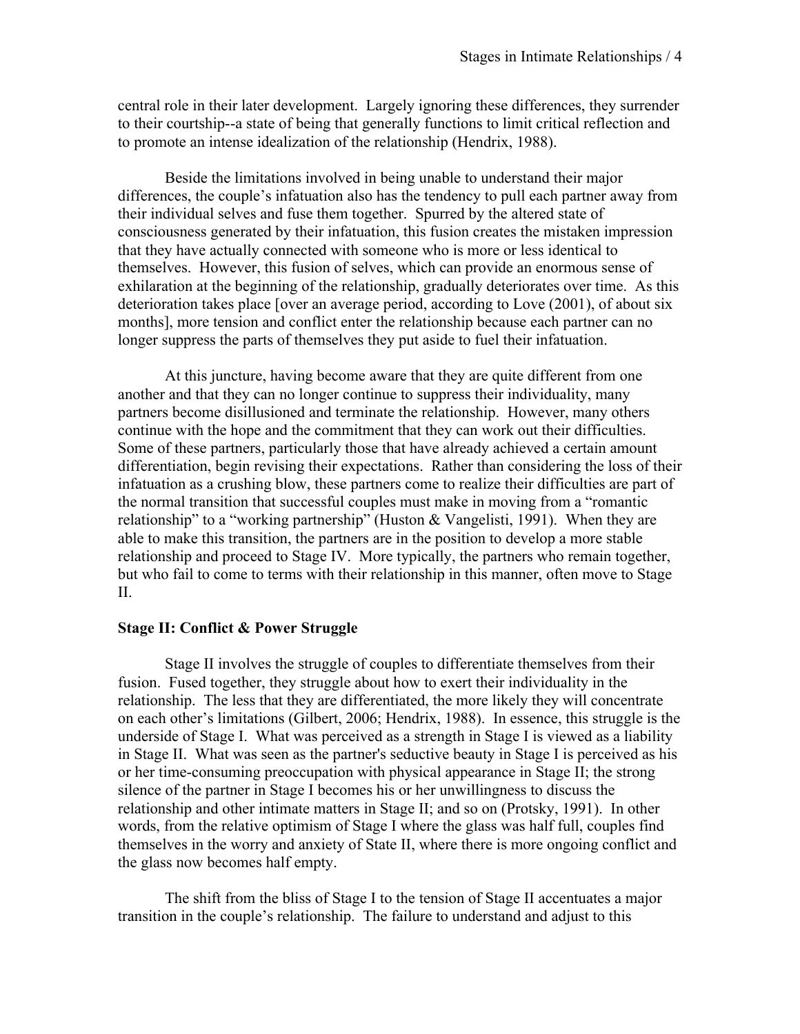central role in their later development. Largely ignoring these differences, they surrender to their courtship--a state of being that generally functions to limit critical reflection and to promote an intense idealization of the relationship (Hendrix, 1988).

Beside the limitations involved in being unable to understand their major differences, the couple's infatuation also has the tendency to pull each partner away from their individual selves and fuse them together. Spurred by the altered state of consciousness generated by their infatuation, this fusion creates the mistaken impression that they have actually connected with someone who is more or less identical to themselves. However, this fusion of selves, which can provide an enormous sense of exhilaration at the beginning of the relationship, gradually deteriorates over time. As this deterioration takes place [over an average period, according to Love (2001), of about six months], more tension and conflict enter the relationship because each partner can no longer suppress the parts of themselves they put aside to fuel their infatuation.

At this juncture, having become aware that they are quite different from one another and that they can no longer continue to suppress their individuality, many partners become disillusioned and terminate the relationship. However, many others continue with the hope and the commitment that they can work out their difficulties. Some of these partners, particularly those that have already achieved a certain amount differentiation, begin revising their expectations. Rather than considering the loss of their infatuation as a crushing blow, these partners come to realize their difficulties are part of the normal transition that successful couples must make in moving from a "romantic relationship" to a "working partnership" (Huston & Vangelisti, 1991). When they are able to make this transition, the partners are in the position to develop a more stable relationship and proceed to Stage IV. More typically, the partners who remain together, but who fail to come to terms with their relationship in this manner, often move to Stage II.

**Stage II: Conflict & Power Struggle**

Stage II involves the struggle of couples to differentiate themselves from their fusion. Fused together, they struggle about how to exert their individuality in the relationship. The less that they are differentiated, the more likely they will concentrate on each other's limitations (Gilbert, 2006; Hendrix, 1988). In essence, this struggle is the underside of Stage I. What was perceived as a strength in Stage I is viewed as a liability in Stage II. What was seen as the partner's seductive beauty in Stage I is perceived as his or her time-consuming preoccupation with physical appearance in Stage II; the strong silence of the partner in Stage I becomes his or her unwillingness to discuss the relationship and other intimate matters in Stage II; and so on (Protsky, 1991). In other words, from the relative optimism of Stage I where the glass was half full, couples find themselves in the worry and anxiety of State II, where there is more ongoing conflict and the glass now becomes half empty.

The shift from the bliss of Stage I to the tension of Stage II accentuates a major transition in the couple's relationship. The failure to understand and adjust to this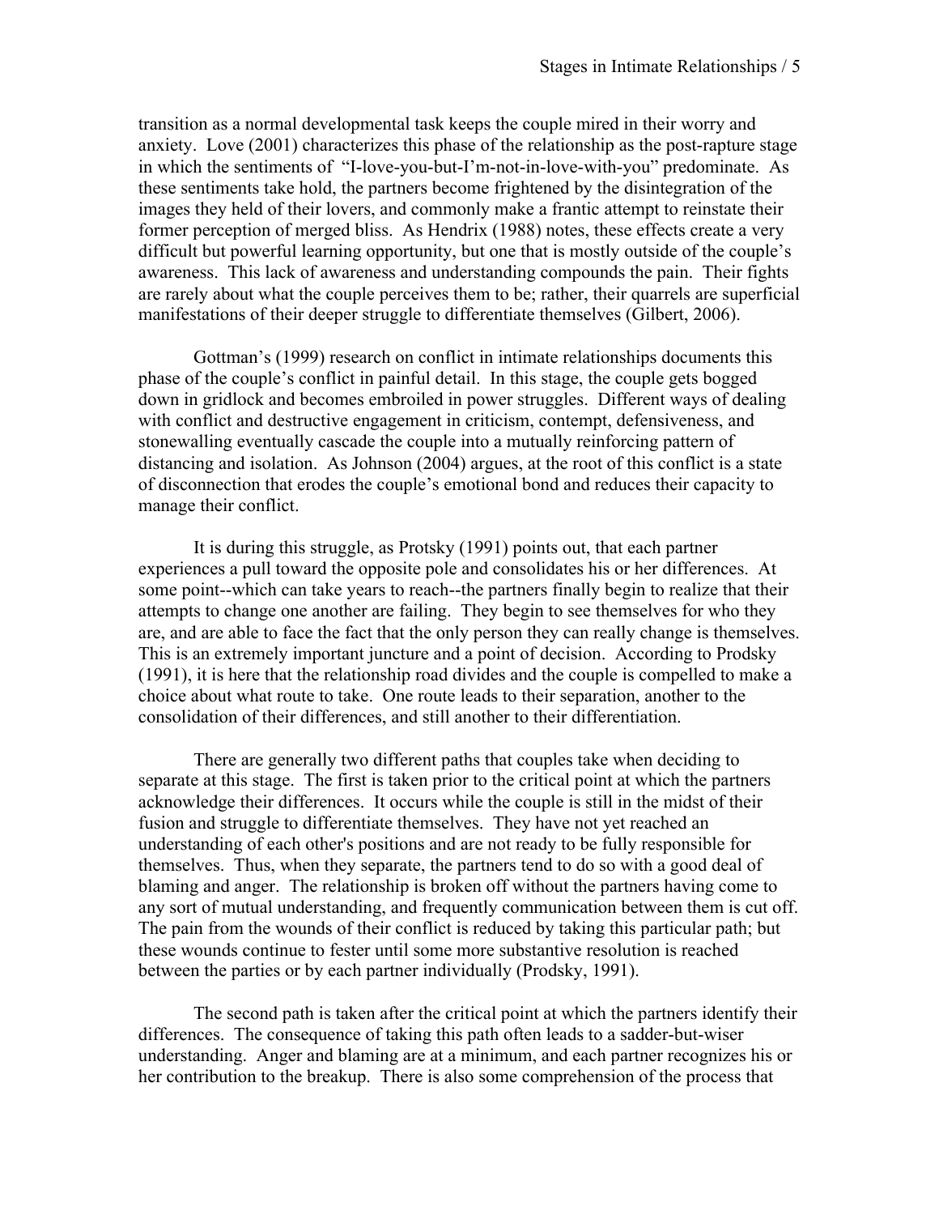transition as a normal developmental task keeps the couple mired in their worry and anxiety. Love (2001) characterizes this phase of the relationship as the post-rapture stage in which the sentiments of "I-love-you-but-I'm-not-in-love-with-you" predominate. As these sentiments take hold, the partners become frightened by the disintegration of the images they held of their lovers, and commonly make a frantic attempt to reinstate their former perception of merged bliss. As Hendrix (1988) notes, these effects create a very difficult but powerful learning opportunity, but one that is mostly outside of the couple's awareness. This lack of awareness and understanding compounds the pain. Their fights are rarely about what the couple perceives them to be; rather, their quarrels are superficial manifestations of their deeper struggle to differentiate themselves (Gilbert, 2006).

Gottman's (1999) research on conflict in intimate relationships documents this phase of the couple's conflict in painful detail. In this stage, the couple gets bogged down in gridlock and becomes embroiled in power struggles. Different ways of dealing with conflict and destructive engagement in criticism, contempt, defensiveness, and stonewalling eventually cascade the couple into a mutually reinforcing pattern of distancing and isolation. As Johnson (2004) argues, at the root of this conflict is a state of disconnection that erodes the couple's emotional bond and reduces their capacity to manage their conflict.

It is during this struggle, as Protsky (1991) points out, that each partner experiences a pull toward the opposite pole and consolidates his or her differences. At some point--which can take years to reach--the partners finally begin to realize that their attempts to change one another are failing. They begin to see themselves for who they are, and are able to face the fact that the only person they can really change is themselves. This is an extremely important juncture and a point of decision. According to Prodsky (1991), it is here that the relationship road divides and the couple is compelled to make a choice about what route to take. One route leads to their separation, another to the consolidation of their differences, and still another to their differentiation.

There are generally two different paths that couples take when deciding to separate at this stage. The first is taken prior to the critical point at which the partners acknowledge their differences. It occurs while the couple is still in the midst of their fusion and struggle to differentiate themselves. They have not yet reached an understanding of each other's positions and are not ready to be fully responsible for themselves. Thus, when they separate, the partners tend to do so with a good deal of blaming and anger. The relationship is broken off without the partners having come to any sort of mutual understanding, and frequently communication between them is cut off. The pain from the wounds of their conflict is reduced by taking this particular path; but these wounds continue to fester until some more substantive resolution is reached between the parties or by each partner individually (Prodsky, 1991).

The second path is taken after the critical point at which the partners identify their differences. The consequence of taking this path often leads to a sadder-but-wiser understanding. Anger and blaming are at a minimum, and each partner recognizes his or her contribution to the breakup. There is also some comprehension of the process that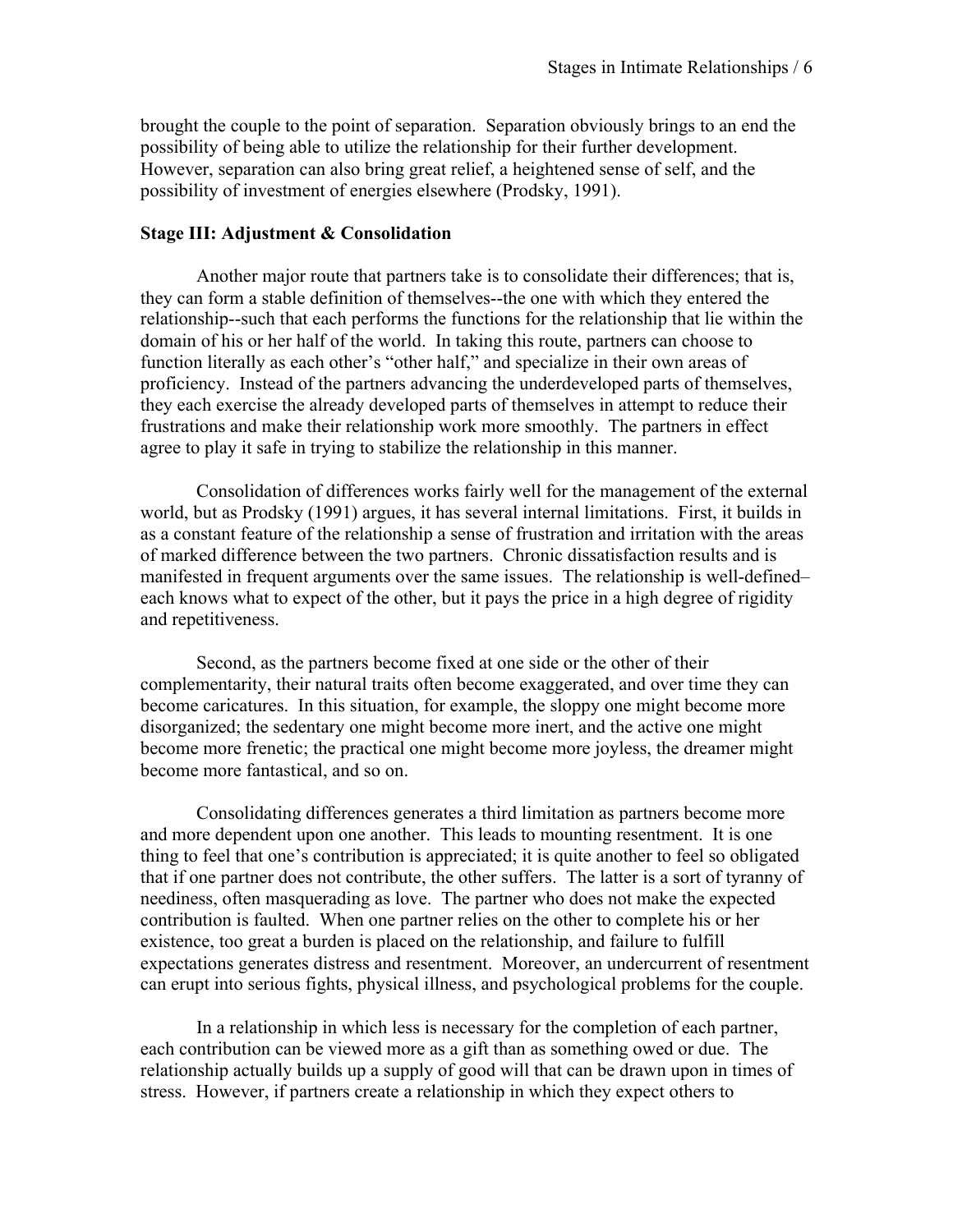brought the couple to the point of separation. Separation obviously brings to an end the possibility of being able to utilize the relationship for their further development. However, separation can also bring great relief, a heightened sense of self, and the possibility of investment of energies elsewhere (Prodsky, 1991).

**Stage III: Adjustment & Consolidation**

Another major route that partners take is to consolidate their differences; that is, they can form a stable definition of themselves--the one with which they entered the relationship--such that each performs the functions for the relationship that lie within the domain of his or her half of the world. In taking this route, partners can choose to function literally as each other's "other half," and specialize in their own areas of proficiency. Instead of the partners advancing the underdeveloped parts of themselves, they each exercise the already developed parts of themselves in attempt to reduce their frustrations and make their relationship work more smoothly. The partners in effect agree to play it safe in trying to stabilize the relationship in this manner.

Consolidation of differences works fairly well for the management of the external world, but as Prodsky (1991) argues, it has several internal limitations. First, it builds in as a constant feature of the relationship a sense of frustration and irritation with the areas of marked difference between the two partners. Chronic dissatisfaction results and is manifested in frequent arguments over the same issues. The relationship is well-defined–each knows what to expect of the other, but it pays the price in a high degree of rigidity and repetitiveness.

Second, as the partners become fixed at one side or the other of their complementarity, their natural traits often become exaggerated, and over time they can become caricatures. In this situation, for example, the sloppy one might become more disorganized; the sedentary one might become more inert, and the active one might become more frenetic; the practical one might become more joyless, the dreamer might become more fantastical, and so on.

Consolidating differences generates a third limitation as partners become more and more dependent upon one another. This leads to mounting resentment. It is one thing to feel that one's contribution is appreciated; it is quite another to feel so obligated that if one partner does not contribute, the other suffers. The latter is a sort of tyranny of neediness, often masquerading as love. The partner who does not make the expected contribution is faulted. When one partner relies on the other to complete his or her existence, too great a burden is placed on the relationship, and failure to fulfill expectations generates distress and resentment. Moreover, an undercurrent of resentment can erupt into serious fights, physical illness, and psychological problems for the couple.

In a relationship in which less is necessary for the completion of each partner, each contribution can be viewed more as a gift than as something owed or due. The relationship actually builds up a supply of good will that can be drawn upon in times of stress. However, if partners create a relationship in which they expect others to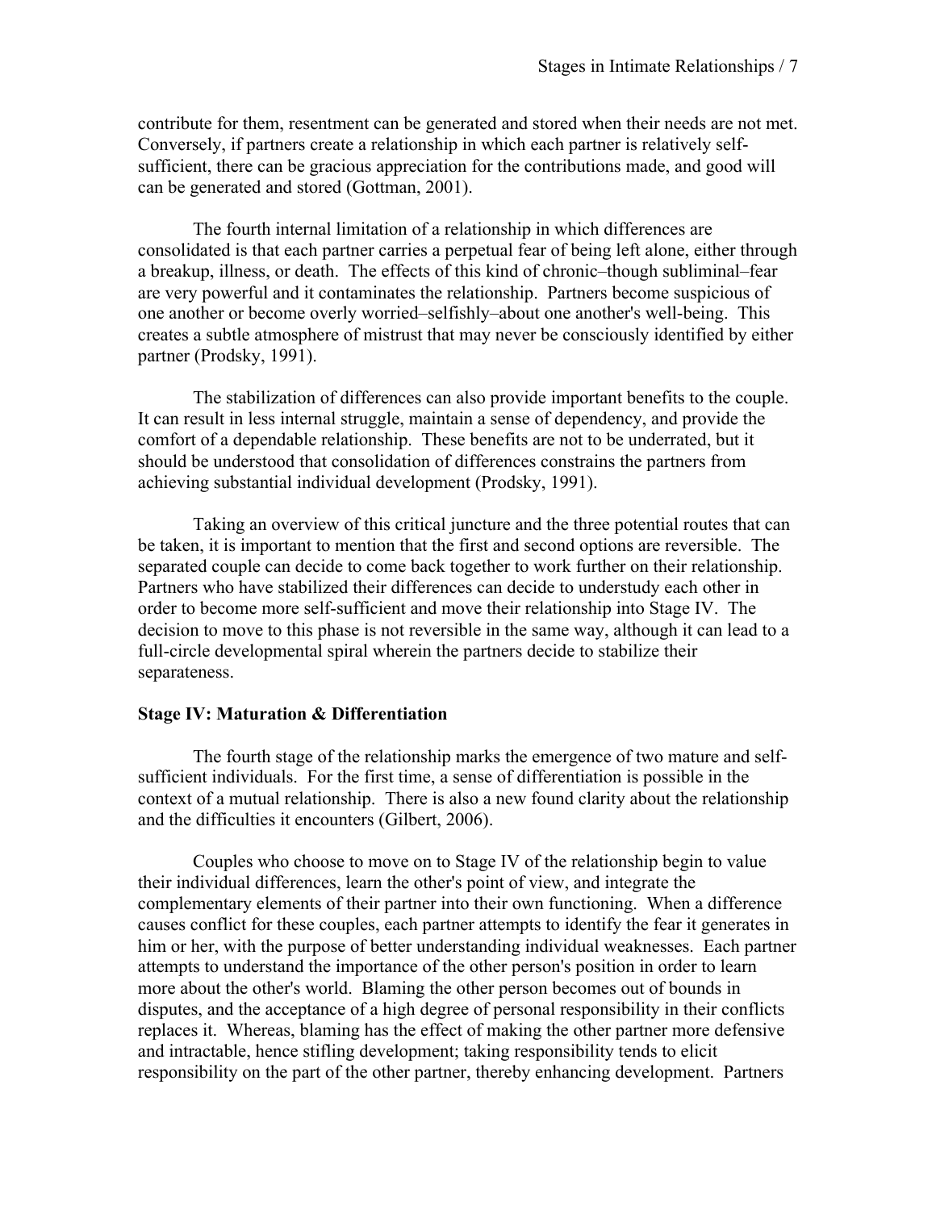contribute for them, resentment can be generated and stored when their needs are not met. Conversely, if partners create a relationship in which each partner is relatively self-sufficient, there can be gracious appreciation for the contributions made, and good will can be generated and stored (Gottman, 2001).

The fourth internal limitation of a relationship in which differences are consolidated is that each partner carries a perpetual fear of being left alone, either through a breakup, illness, or death. The effects of this kind of chronic–though subliminal–fear are very powerful and it contaminates the relationship. Partners become suspicious of one another or become overly worried–selfishly–about one another's well-being. This creates a subtle atmosphere of mistrust that may never be consciously identified by either partner (Prodsky, 1991).

The stabilization of differences can also provide important benefits to the couple. It can result in less internal struggle, maintain a sense of dependency, and provide the comfort of a dependable relationship. These benefits are not to be underrated, but it should be understood that consolidation of differences constrains the partners from achieving substantial individual development (Prodsky, 1991).

Taking an overview of this critical juncture and the three potential routes that can be taken, it is important to mention that the first and second options are reversible. The separated couple can decide to come back together to work further on their relationship. Partners who have stabilized their differences can decide to understudy each other in order to become more self-sufficient and move their relationship into Stage IV. The decision to move to this phase is not reversible in the same way, although it can lead to a full-circle developmental spiral wherein the partners decide to stabilize their separateness.

**Stage IV: Maturation & Differentiation**

The fourth stage of the relationship marks the emergence of two mature and self-sufficient individuals. For the first time, a sense of differentiation is possible in the context of a mutual relationship. There is also a new found clarity about the relationship and the difficulties it encounters (Gilbert, 2006).

Couples who choose to move on to Stage IV of the relationship begin to value their individual differences, learn the other's point of view, and integrate the complementary elements of their partner into their own functioning. When a difference causes conflict for these couples, each partner attempts to identify the fear it generates in him or her, with the purpose of better understanding individual weaknesses. Each partner attempts to understand the importance of the other person's position in order to learn more about the other's world. Blaming the other person becomes out of bounds in disputes, and the acceptance of a high degree of personal responsibility in their conflicts replaces it. Whereas, blaming has the effect of making the other partner more defensive and intractable, hence stifling development; taking responsibility tends to elicit responsibility on the part of the other partner, thereby enhancing development. Partners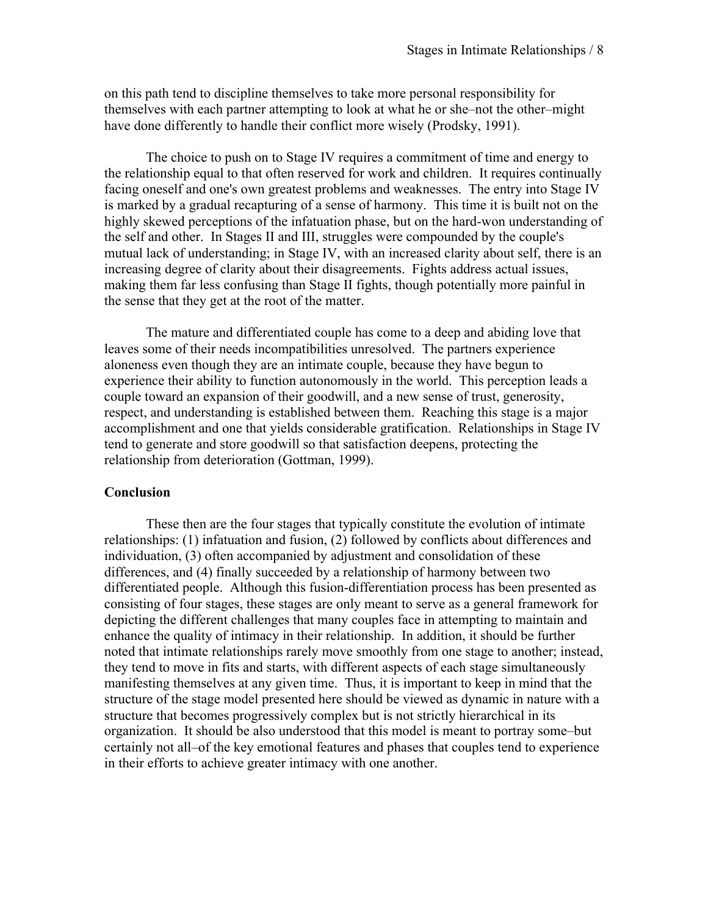on this path tend to discipline themselves to take more personal responsibility for themselves with each partner attempting to look at what he or she–not the other–might have done differently to handle their conflict more wisely (Prodsky, 1991).

The choice to push on to Stage IV requires a commitment of time and energy to the relationship equal to that often reserved for work and children. It requires continually facing oneself and one's own greatest problems and weaknesses. The entry into Stage IV is marked by a gradual recapturing of a sense of harmony. This time it is built not on the highly skewed perceptions of the infatuation phase, but on the hard-won understanding of the self and other. In Stages II and III, struggles were compounded by the couple's mutual lack of understanding; in Stage IV, with an increased clarity about self, there is an increasing degree of clarity about their disagreements. Fights address actual issues, making them far less confusing than Stage II fights, though potentially more painful in the sense that they get at the root of the matter.

The mature and differentiated couple has come to a deep and abiding love that leaves some of their needs incompatibilities unresolved. The partners experience aloneness even though they are an intimate couple, because they have begun to experience their ability to function autonomously in the world. This perception leads a couple toward an expansion of their goodwill, and a new sense of trust, generosity, respect, and understanding is established between them. Reaching this stage is a major accomplishment and one that yields considerable gratification. Relationships in Stage IV tend to generate and store goodwill so that satisfaction deepens, protecting the relationship from deterioration (Gottman, 1999).

## Conclusion

These then are the four stages that typically constitute the evolution of intimate relationships: (1) infatuation and fusion, (2) followed by conflicts about differences and individuation, (3) often accompanied by adjustment and consolidation of these differences, and (4) finally succeeded by a relationship of harmony between two differentiated people. Although this fusion-differentiation process has been presented as consisting of four stages, these stages are only meant to serve as a general framework for depicting the different challenges that many couples face in attempting to maintain and enhance the quality of intimacy in their relationship. In addition, it should be further noted that intimate relationships rarely move smoothly from one stage to another; instead, they tend to move in fits and starts, with different aspects of each stage simultaneously manifesting themselves at any given time. Thus, it is important to keep in mind that the structure of the stage model presented here should be viewed as dynamic in nature with a structure that becomes progressively complex but is not strictly hierarchical in its organization. It should be also understood that this model is meant to portray some–but certainly not all–of the key emotional features and phases that couples tend to experience in their efforts to achieve greater intimacy with one another.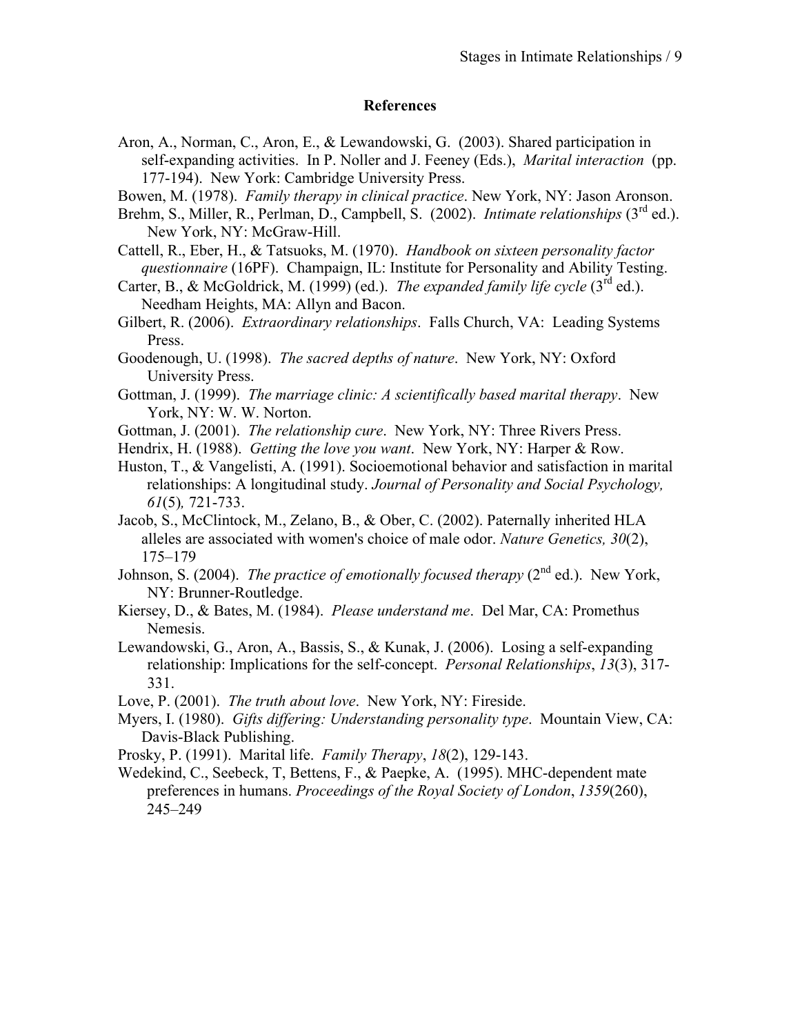## References

Aron, A., Norman, C., Aron, E., & Lewandowski, G. (2003). Shared participation in self-expanding activities. In P. Noller and J. Feeney (Eds.), *Marital interaction* (pp. 177-194). New York: Cambridge University Press.

Bowen, M. (1978). *Family therapy in clinical practice*. New York, NY: Jason Aronson.

Brehm, S., Miller, R., Perlman, D., Campbell, S. (2002). *Intimate relationships* (3rd ed.). New York, NY: McGraw-Hill.

Cattell, R., Eber, H., & Tatsuoks, M. (1970). *Handbook on sixteen personality factor questionnaire* (16PF). Champaign, IL: Institute for Personality and Ability Testing.

Carter, B., & McGoldrick, M. (1999) (ed.). *The expanded family life cycle* (3rd ed.). Needham Heights, MA: Allyn and Bacon.

Gilbert, R. (2006). *Extraordinary relationships*. Falls Church, VA: Leading Systems Press.

Goodenough, U. (1998). *The sacred depths of nature*. New York, NY: Oxford University Press.

Gottman, J. (1999). *The marriage clinic: A scientifically based marital therapy*. New York, NY: W. W. Norton.

Gottman, J. (2001). *The relationship cure*. New York, NY: Three Rivers Press.

Hendrix, H. (1988). *Getting the love you want*. New York, NY: Harper & Row.

Huston, T., & Vangelisti, A. (1991). Socioemotional behavior and satisfaction in marital relationships: A longitudinal study. *Journal of Personality and Social Psychology, 61*(5), 721-733.

Jacob, S., McClintock, M., Zelano, B., & Ober, C. (2002). Paternally inherited HLA alleles are associated with women's choice of male odor. *Nature Genetics, 30*(2), 175–179

Johnson, S. (2004). *The practice of emotionally focused therapy* (2nd ed.). New York, NY: Brunner-Routledge.

Kiersey, D., & Bates, M. (1984). *Please understand me*. Del Mar, CA: Promethus Nemesis.

Lewandowski, G., Aron, A., Bassis, S., & Kunak, J. (2006). Losing a self-expanding relationship: Implications for the self-concept. *Personal Relationships*, *13*(3), 317-331.

Love, P. (2001). *The truth about love*. New York, NY: Fireside.

Myers, I. (1980). *Gifts differing: Understanding personality type*. Mountain View, CA: Davis-Black Publishing.

Prosky, P. (1991). Marital life. *Family Therapy*, *18*(2), 129-143.

Wedekind, C., Seebeck, T, Bettens, F., & Paepke, A. (1995). MHC-dependent mate preferences in humans. *Proceedings of the Royal Society of London*, *1359*(260), 245–249